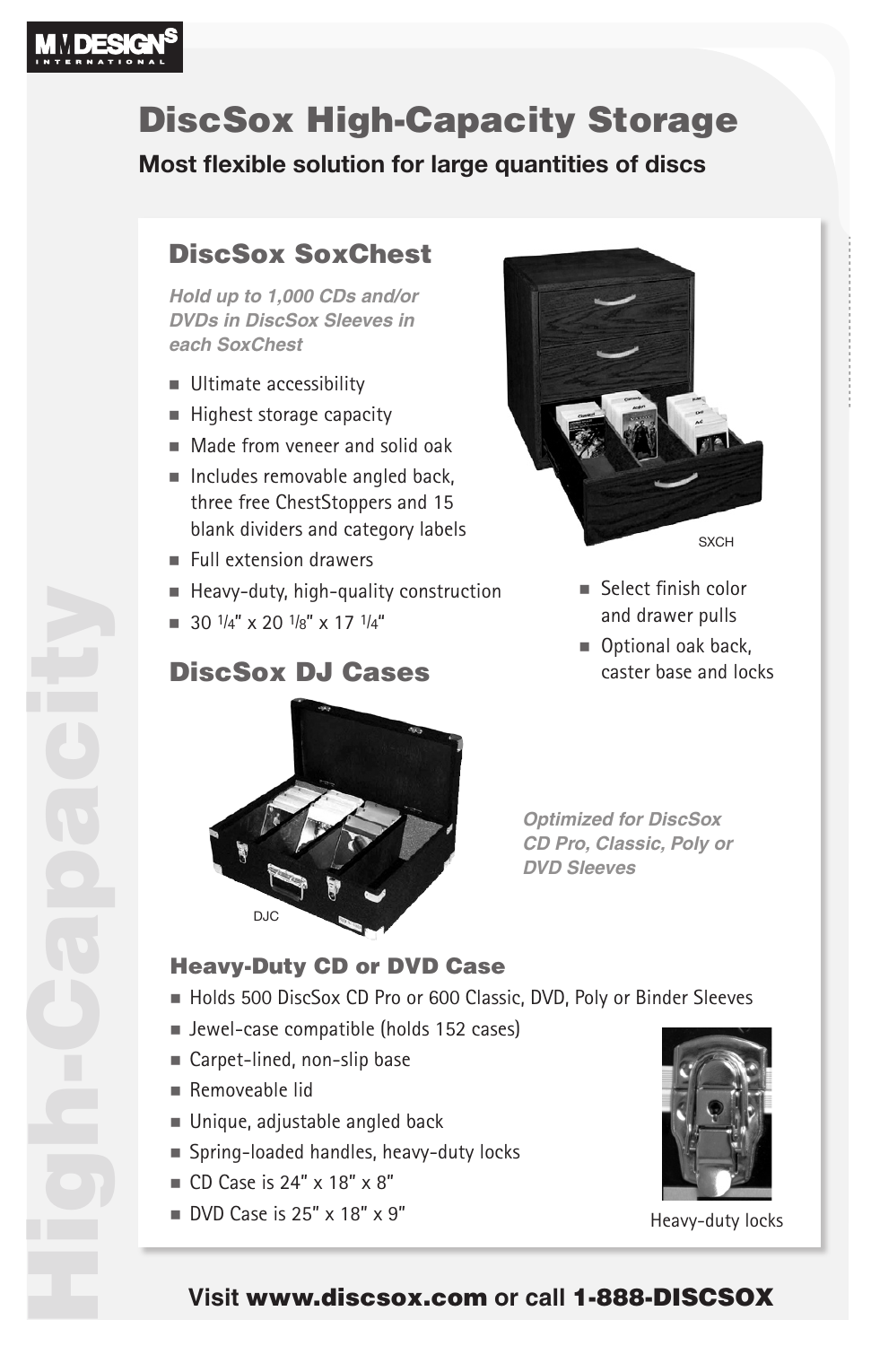# DiscSox High-Capacity Storage

**Most flexible solution for large quantities of discs**

## DiscSox SoxChest

*Hold up to 1,000 CDs and/or DVDs in DiscSox Sleeves in each SoxChest*

- Ultimate accessibility
- Highest storage capacity
- Made from veneer and solid oak
- Includes removable angled back, three free ChestStoppers and 15 blank dividers and category labels
- Full extension drawers
- Heavy-duty, high-quality construction
- 30 1/4" x 20 1/8" x 17 1/4"

SXCH

- Select finish color and drawer pulls
- Optional oak back, caster base and locks

## DiscSox DJ Cases

DJC

*Optimized for DiscSox CD Pro, Classic, Poly or DVD Sleeves*

### Heavy-Duty CD or DVD Case

- Holds 500 DiscSox CD Pro or 600 Classic, DVD, Poly or Binder Sleeves
- Jewel-case compatible (holds 152 cases)
- Carpet-lined, non-slip base
- Removeable lid
- Unique, adjustable angled back
- Spring-loaded handles, heavy-duty locks
- CD Case is 24" x 18" x 8"
- DVD Case is 25" x 18" x 9"

Heavy-duty locks

**Visit www.discsox.com or call 1-888-DISCSOX**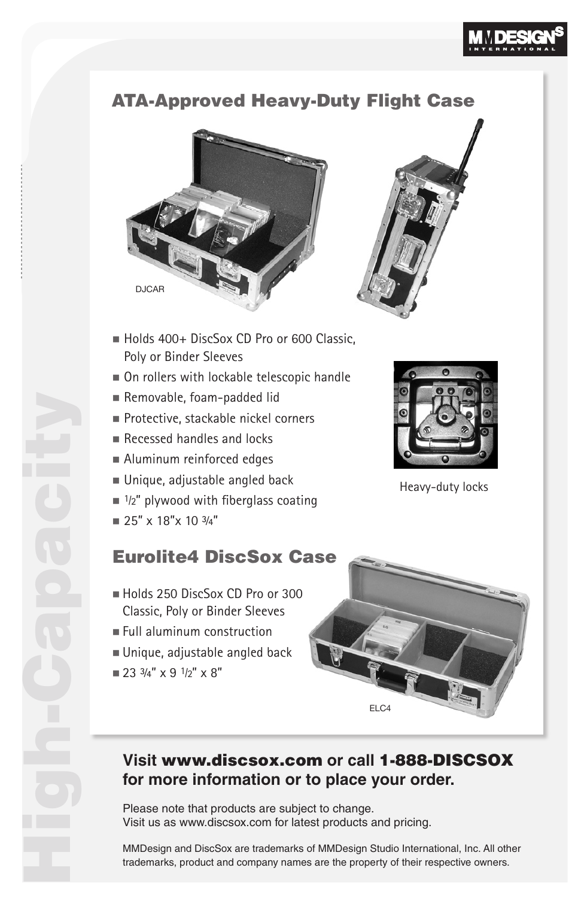## ATA-Approved Heavy-Duty Flight Case

DJCAR

- Holds 400+ DiscSox CD Pro or 600 Classic, Poly or Binder Sleeves
- On rollers with lockable telescopic handle
- Removable, foam-padded lid
- Protective, stackable nickel corners
- Recessed handles and locks
- Aluminum reinforced edges
- Unique, adjustable angled back
- 1/2" plywood with fiberglass coating
- 25" x 18"x 10 3/4"

Heavy-duty locks

## Eurolite4 DiscSox Case

- Holds 250 DiscSox CD Pro or 300 Classic, Poly or Binder Sleeves
- Full aluminum construction
- Unique, adjustable angled back
- 23 3/4" x 9 1/2" x 8"

ELC4

**Visit www.discsox.com or call 1-888-DISCSOX for more information or to place your order.**

Please note that products are subject to change.
Visit us as www.discsox.com for latest products and pricing.

MMDesign and DiscSox are trademarks of MMDesign Studio International, Inc. All other trademarks, product and company names are the property of their respective owners.